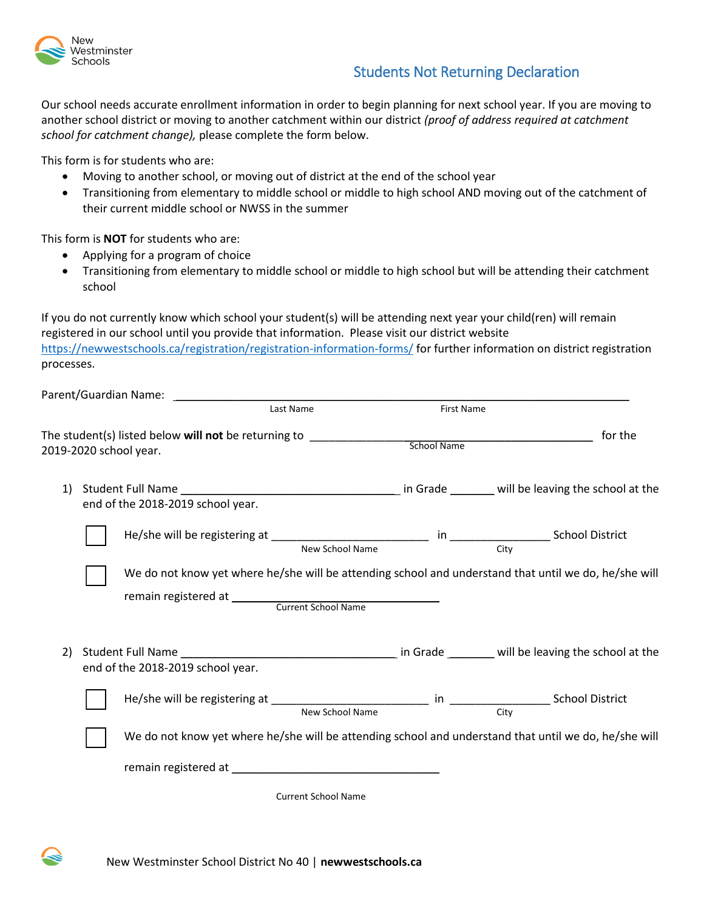New Westminster Schools

# Students Not Returning Declaration

Our school needs accurate enrollment information in order to begin planning for next school year. If you are moving to another school district or moving to another catchment within our district *(proof of address required at catchment school for catchment change),* please complete the form below.

This form is for students who are:

- Moving to another school, or moving out of district at the end of the school year
- Transitioning from elementary to middle school or middle to high school AND moving out of the catchment of their current middle school or NWSS in the summer

This form is **NOT** for students who are:

- Applying for a program of choice
- Transitioning from elementary to middle school or middle to high school but will be attending their catchment school

If you do not currently know which school your student(s) will be attending next year your child(ren) will remain registered in our school until you provide that information. Please visit our district website https://newwestschools.ca/registration/registration-information-forms/ for further information on district registration processes.

Parent/Guardian Name: ______________________________________________
Last Name / First Name

The student(s) listed below **will not** be returning to ______________________________ for the 2019-2020 school year.
School Name

1) Student Full Name ______________________________ in Grade _______ will be leaving the school at the end of the 2018-2019 school year.

   ☐ He/she will be registering at ______________________ in ______________ School District
   New School Name / City

   ☐ We do not know yet where he/she will be attending school and understand that until we do, he/she will remain registered at ______________________________
   Current School Name

2) Student Full Name ______________________________ in Grade _______ will be leaving the school at the end of the 2018-2019 school year.

   ☐ He/she will be registering at ______________________ in ______________ School District
   New School Name / City

   ☐ We do not know yet where he/she will be attending school and understand that until we do, he/she will remain registered at ______________________________
   Current School Name

New Westminster School District No 40 | **newwestschools.ca**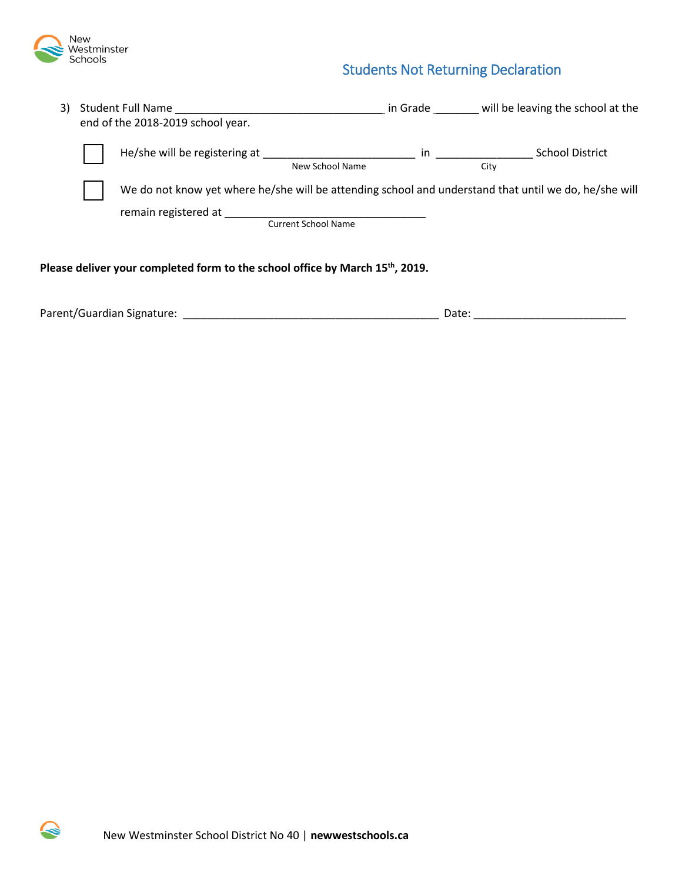## Students Not Returning Declaration

3) Student Full Name ___________________________________ in Grade _______ will be leaving the school at the end of the 2018-2019 school year.

☐ He/she will be registering at _________________________ in ________________ School District
New School Name / City

☐ We do not know yet where he/she will be attending school and understand that until we do, he/she will remain registered at _________________________________
Current School Name

**Please deliver your completed form to the school office by March 15th, 2019.**

Parent/Guardian Signature: __________________________________________ Date: _________________________

New Westminster School District No 40 | **newwestschools.ca**